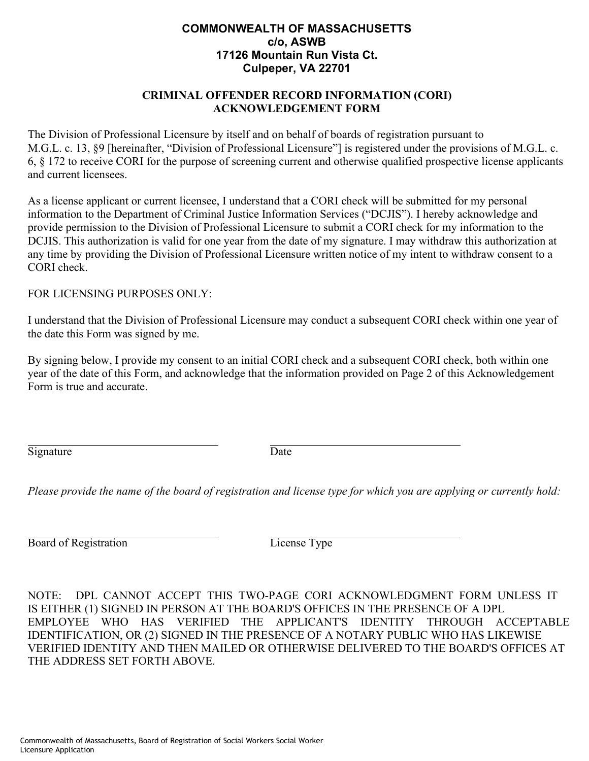**COMMONWEALTH OF MASSACHUSETTS**
**c/o, ASWB**
**17126 Mountain Run Vista Ct.**
**Culpeper, VA 22701**

## CRIMINAL OFFENDER RECORD INFORMATION (CORI) ACKNOWLEDGEMENT FORM

The Division of Professional Licensure by itself and on behalf of boards of registration pursuant to M.G.L. c. 13, §9 [hereinafter, "Division of Professional Licensure"] is registered under the provisions of M.G.L. c. 6, § 172 to receive CORI for the purpose of screening current and otherwise qualified prospective license applicants and current licensees.

As a license applicant or current licensee, I understand that a CORI check will be submitted for my personal information to the Department of Criminal Justice Information Services ("DCJIS"). I hereby acknowledge and provide permission to the Division of Professional Licensure to submit a CORI check for my information to the DCJIS. This authorization is valid for one year from the date of my signature. I may withdraw this authorization at any time by providing the Division of Professional Licensure written notice of my intent to withdraw consent to a CORI check.

FOR LICENSING PURPOSES ONLY:

I understand that the Division of Professional Licensure may conduct a subsequent CORI check within one year of the date this Form was signed by me.

By signing below, I provide my consent to an initial CORI check and a subsequent CORI check, both within one year of the date of this Form, and acknowledge that the information provided on Page 2 of this Acknowledgement Form is true and accurate.

______________________________ ______________________________
Signature Date

*Please provide the name of the board of registration and license type for which you are applying or currently hold:*

______________________________ ______________________________
Board of Registration License Type

NOTE: DPL CANNOT ACCEPT THIS TWO-PAGE CORI ACKNOWLEDGMENT FORM UNLESS IT IS EITHER (1) SIGNED IN PERSON AT THE BOARD'S OFFICES IN THE PRESENCE OF A DPL EMPLOYEE WHO HAS VERIFIED THE APPLICANT'S IDENTITY THROUGH ACCEPTABLE IDENTIFICATION, OR (2) SIGNED IN THE PRESENCE OF A NOTARY PUBLIC WHO HAS LIKEWISE VERIFIED IDENTITY AND THEN MAILED OR OTHERWISE DELIVERED TO THE BOARD'S OFFICES AT THE ADDRESS SET FORTH ABOVE.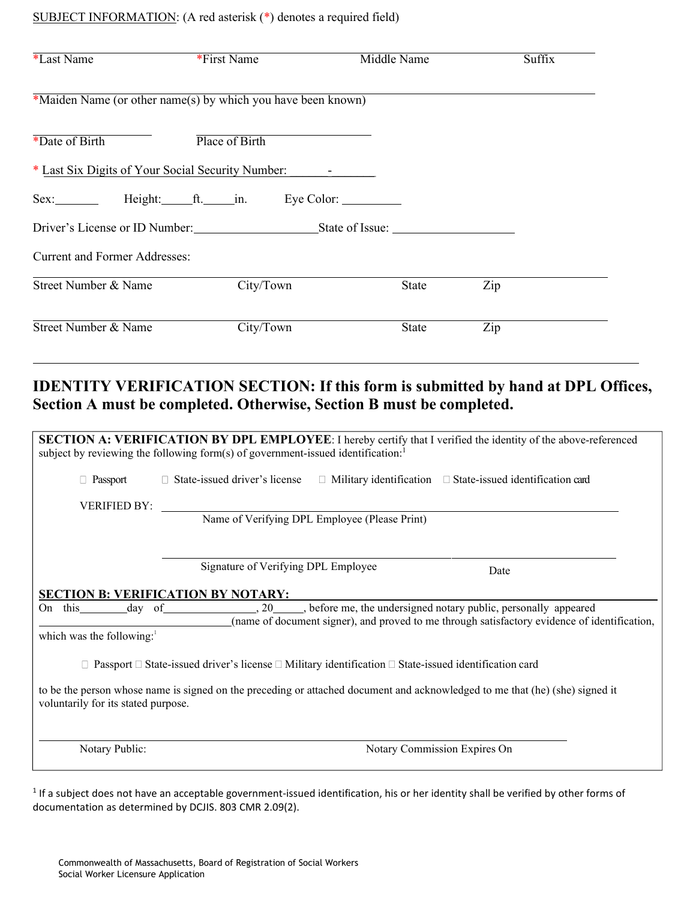SUBJECT INFORMATION: (A red asterisk (*) denotes a required field)

*Last Name *First Name Middle Name Suffix

*Maiden Name (or other name(s) by which you have been known)

*Date of Birth Place of Birth

* Last Six Digits of Your Social Security Number: ______-_______

Sex:_______ Height:_____ft._____in. Eye Color: __________

Driver's License or ID Number:____________________State of Issue: ___________________

Current and Former Addresses:

Street Number & Name City/Town State Zip

Street Number & Name City/Town State Zip

## IDENTITY VERIFICATION SECTION: If this form is submitted by hand at DPL Offices, Section A must be completed. Otherwise, Section B must be completed.

**SECTION A: VERIFICATION BY DPL EMPLOYEE**: I hereby certify that I verified the identity of the above-referenced subject by reviewing the following form(s) of government-issued identification:[1]

☐ Passport ☐ State-issued driver's license ☐ Military identification ☐ State-issued identification card

VERIFIED BY: ___________________________________________
Name of Verifying DPL Employee (Please Print)

___________________________________________ ___________________
Signature of Verifying DPL Employee Date

**SECTION B: VERIFICATION BY NOTARY:**

On this________day of________________, 20_____, before me, the undersigned notary public, personally appeared ________________________________(name of document signer), and proved to me through satisfactory evidence of identification, which was the following:[1]

☐ Passport ☐ State-issued driver's license ☐ Military identification ☐ State-issued identification card

to be the person whose name is signed on the preceding or attached document and acknowledged to me that (he) (she) signed it voluntarily for its stated purpose.

___________________________________________________________________________
Notary Public: Notary Commission Expires On

[1] If a subject does not have an acceptable government-issued identification, his or her identity shall be verified by other forms of documentation as determined by DCJIS. 803 CMR 2.09(2).

Commonwealth of Massachusetts, Board of Registration of Social Workers
Social Worker Licensure Application